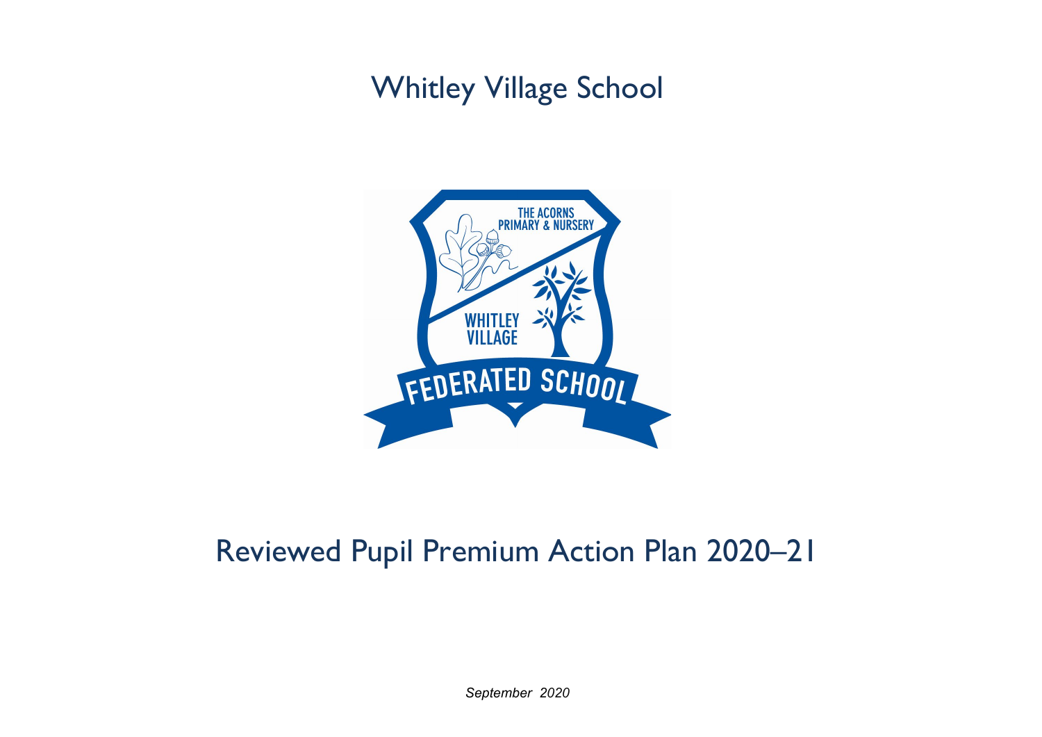# Whitley Village School

# Reviewed Pupil Premium Action Plan 2020–21

*September 2020*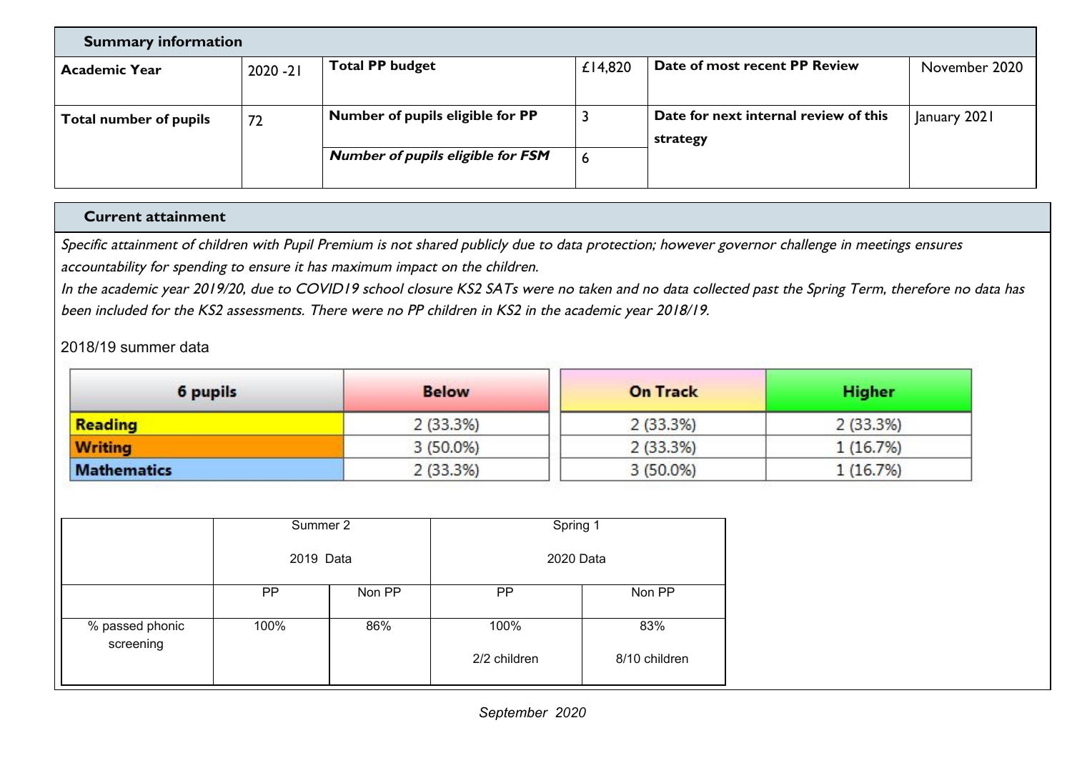| Summary information | | | | | |
|---|---|---|---|---|---|
| **Academic Year** | 2020 -21 | **Total PP budget** | £14,820 | **Date of most recent PP Review** | November 2020 |
| **Total number of pupils** | 72 | **Number of pupils eligible for PP** | 3 | **Date for next internal review of this strategy** | January 2021 |
| | | ***Number of pupils eligible for FSM*** | 6 | | |

## Current attainment

*Specific attainment of children with Pupil Premium is not shared publicly due to data protection; however governor challenge in meetings ensures accountability for spending to ensure it has maximum impact on the children.*

*In the academic year 2019/20, due to COVID19 school closure KS2 SATs were no taken and no data collected past the Spring Term, therefore no data has been included for the KS2 assessments. There were no PP children in KS2 in the academic year 2018/19.*

2018/19 summer data

| 6 pupils | Below | On Track | Higher |
|---|---|---|---|
| **Reading** | 2 (33.3%) | 2 (33.3%) | 2 (33.3%) |
| **Writing** | 3 (50.0%) | 2 (33.3%) | 1 (16.7%) |
| **Mathematics** | 2 (33.3%) | 3 (50.0%) | 1 (16.7%) |

| | Summer 2 2019 Data | | Spring 1 2020 Data | |
|---|---|---|---|---|
| | PP | Non PP | PP | Non PP |
| % passed phonic screening | 100% | 86% | 100% 2/2 children | 83% 8/10 children |

*September 2020*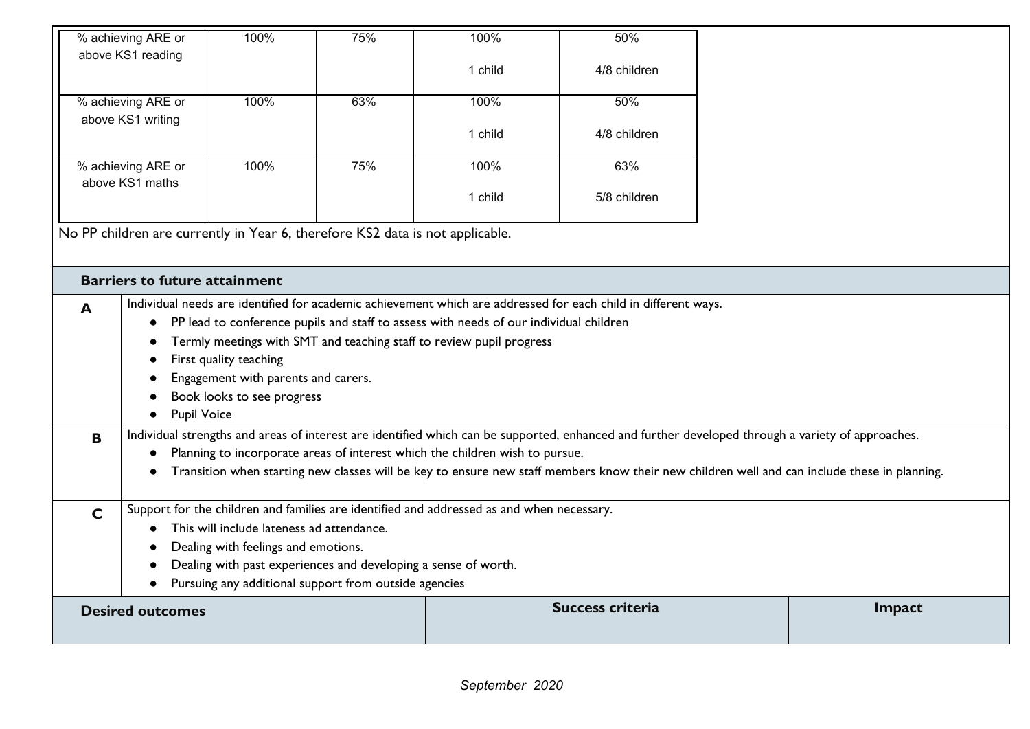| | | | | |
|---|---|---|---|---|
| % achieving ARE or above KS1 reading | 100% | 75% | 100%<br><br>1 child | 50%<br><br>4/8 children |
| % achieving ARE or above KS1 writing | 100% | 63% | 100%<br><br>1 child | 50%<br><br>4/8 children |
| % achieving ARE or above KS1 maths | 100% | 75% | 100%<br><br>1 child | 63%<br><br>5/8 children |

No PP children are currently in Year 6, therefore KS2 data is not applicable.

**Barriers to future attainment**

| | |
|---|---|
| **A** | Individual needs are identified for academic achievement which are addressed for each child in different ways.<br>• PP lead to conference pupils and staff to assess with needs of our individual children<br>• Termly meetings with SMT and teaching staff to review pupil progress<br>• First quality teaching<br>• Engagement with parents and carers.<br>• Book looks to see progress<br>• Pupil Voice |
| **B** | Individual strengths and areas of interest are identified which can be supported, enhanced and further developed through a variety of approaches.<br>• Planning to incorporate areas of interest which the children wish to pursue.<br>• Transition when starting new classes will be key to ensure new staff members know their new children well and can include these in planning. |
| **C** | Support for the children and families are identified and addressed as and when necessary.<br>• This will include lateness ad attendance.<br>• Dealing with feelings and emotions.<br>• Dealing with past experiences and developing a sense of worth.<br>• Pursuing any additional support from outside agencies |

| **Desired outcomes** | **Success criteria** | **Impact** |
|---|---|---|

*September 2020*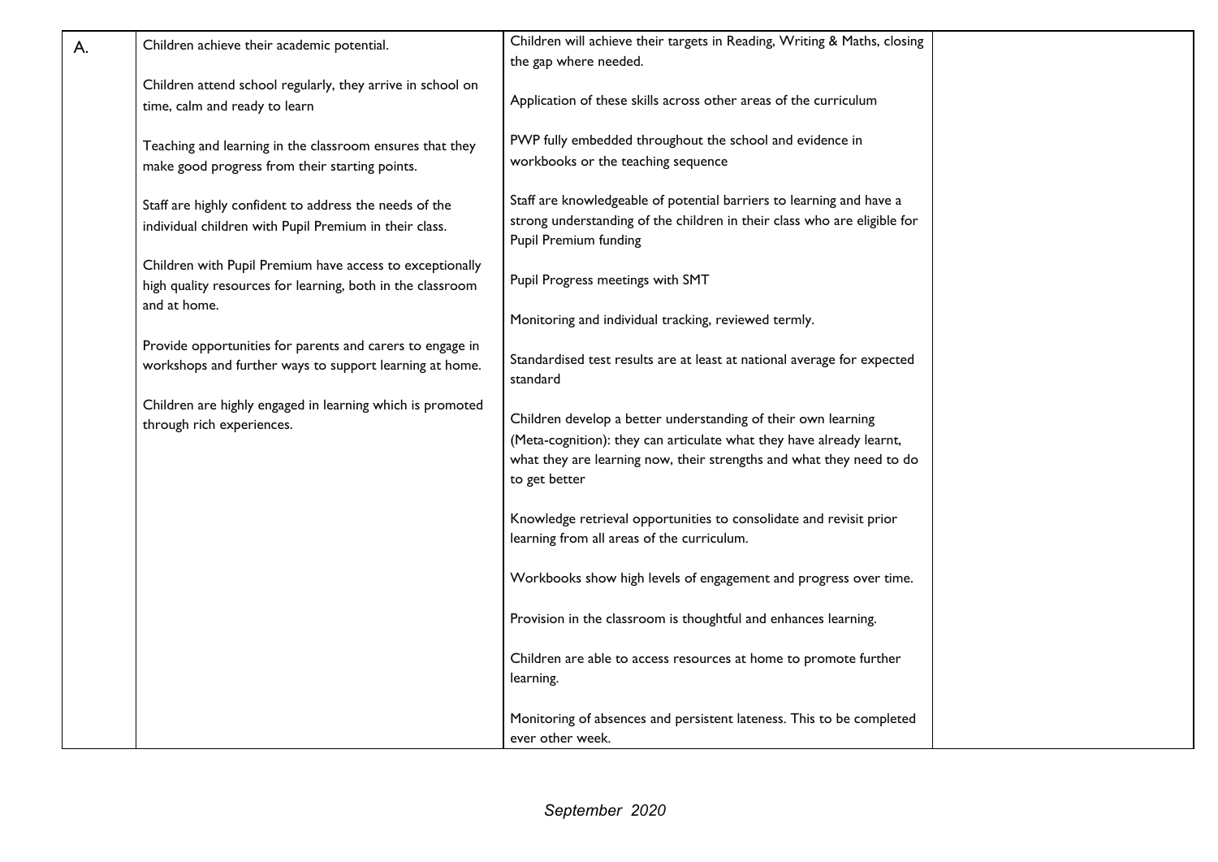| A. | Children achieve their academic potential.<br><br>Children attend school regularly, they arrive in school on time, calm and ready to learn<br><br>Teaching and learning in the classroom ensures that they make good progress from their starting points.<br><br>Staff are highly confident to address the needs of the individual children with Pupil Premium in their class.<br><br>Children with Pupil Premium have access to exceptionally high quality resources for learning, both in the classroom and at home.<br><br>Provide opportunities for parents and carers to engage in workshops and further ways to support learning at home.<br><br>Children are highly engaged in learning which is promoted through rich experiences. | Children will achieve their targets in Reading, Writing & Maths, closing the gap where needed.<br><br>Application of these skills across other areas of the curriculum<br><br>PWP fully embedded throughout the school and evidence in workbooks or the teaching sequence<br><br>Staff are knowledgeable of potential barriers to learning and have a strong understanding of the children in their class who are eligible for Pupil Premium funding<br><br>Pupil Progress meetings with SMT<br><br>Monitoring and individual tracking, reviewed termly.<br><br>Standardised test results are at least at national average for expected standard<br><br>Children develop a better understanding of their own learning (Meta-cognition): they can articulate what they have already learnt, what they are learning now, their strengths and what they need to do to get better<br><br>Knowledge retrieval opportunities to consolidate and revisit prior learning from all areas of the curriculum.<br><br>Workbooks show high levels of engagement and progress over time.<br><br>Provision in the classroom is thoughtful and enhances learning.<br><br>Children are able to access resources at home to promote further learning.<br><br>Monitoring of absences and persistent lateness. This to be completed ever other week. | |
|---|---|---|---|

*September 2020*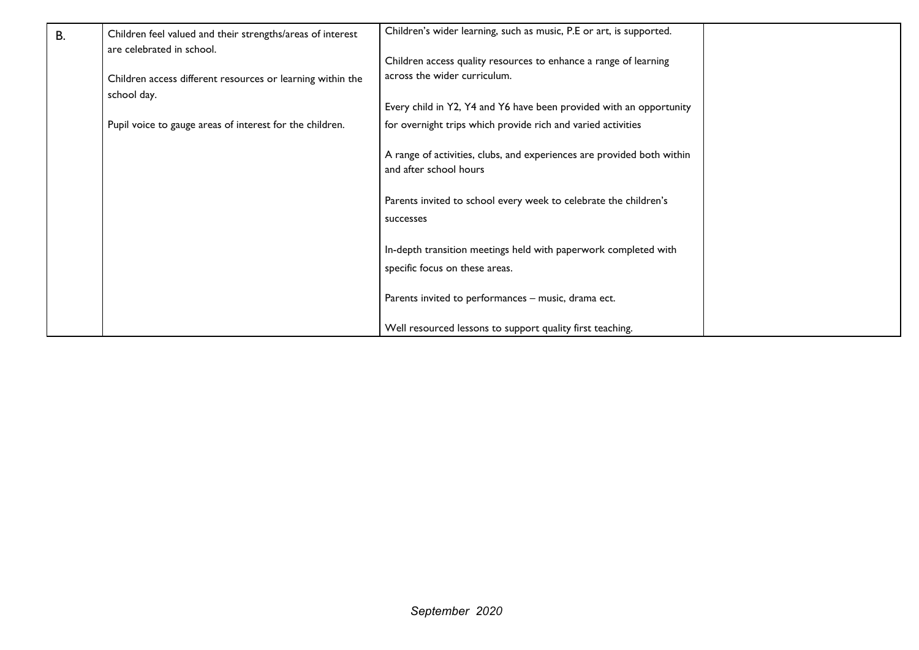| | | | |
|---|---|---|---|
| B. | Children feel valued and their strengths/areas of interest are celebrated in school.<br><br>Children access different resources or learning within the school day.<br><br>Pupil voice to gauge areas of interest for the children. | Children's wider learning, such as music, P.E or art, is supported.<br><br>Children access quality resources to enhance a range of learning across the wider curriculum.<br><br>Every child in Y2, Y4 and Y6 have been provided with an opportunity for overnight trips which provide rich and varied activities<br><br>A range of activities, clubs, and experiences are provided both within and after school hours<br><br>Parents invited to school every week to celebrate the children's successes<br><br>In-depth transition meetings held with paperwork completed with specific focus on these areas.<br><br>Parents invited to performances – music, drama ect.<br><br>Well resourced lessons to support quality first teaching. | |

*September 2020*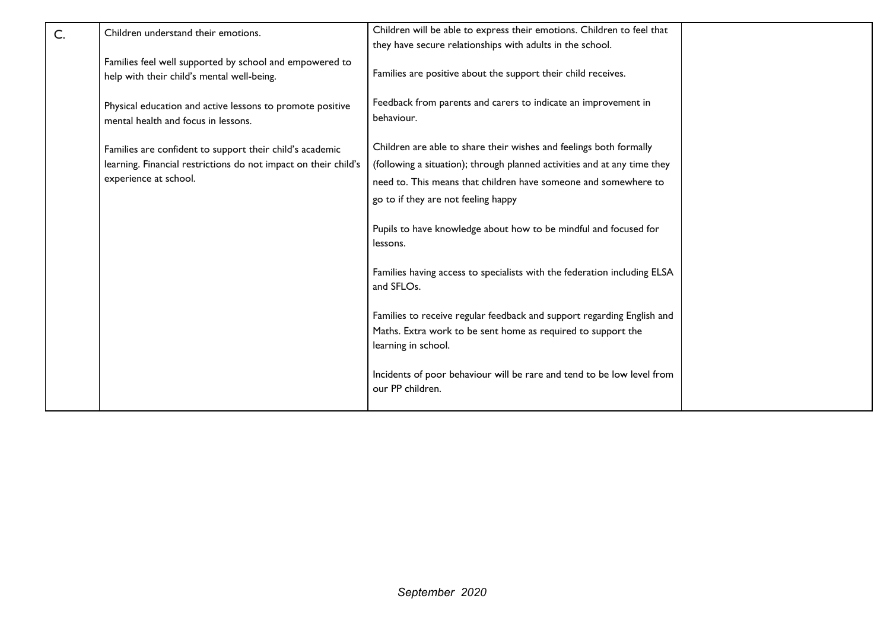| | | | |
|---|---|---|---|
| C. | Children understand their emotions.<br><br>Families feel well supported by school and empowered to help with their child's mental well-being.<br><br>Physical education and active lessons to promote positive mental health and focus in lessons.<br><br>Families are confident to support their child's academic learning. Financial restrictions do not impact on their child's experience at school. | Children will be able to express their emotions. Children to feel that they have secure relationships with adults in the school.<br><br>Families are positive about the support their child receives.<br><br>Feedback from parents and carers to indicate an improvement in behaviour.<br><br>Children are able to share their wishes and feelings both formally (following a situation); through planned activities and at any time they need to. This means that children have someone and somewhere to go to if they are not feeling happy<br><br>Pupils to have knowledge about how to be mindful and focused for lessons.<br><br>Families having access to specialists with the federation including ELSA and SFLOs.<br><br>Families to receive regular feedback and support regarding English and Maths. Extra work to be sent home as required to support the learning in school.<br><br>Incidents of poor behaviour will be rare and tend to be low level from our PP children. | |

*September 2020*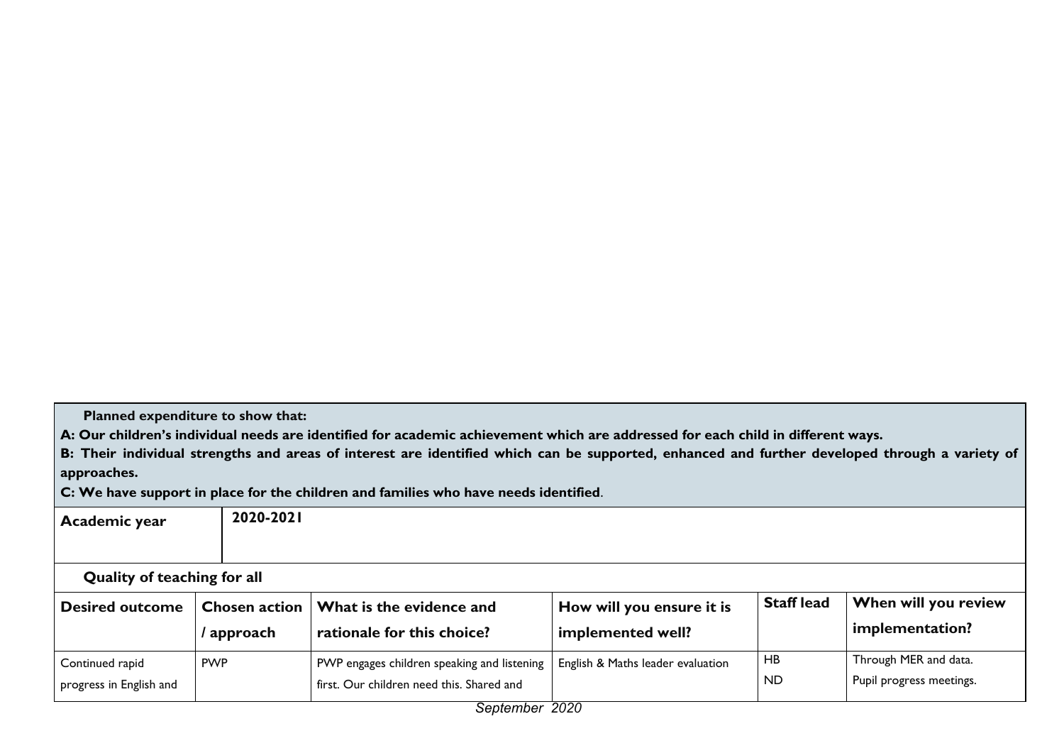**Planned expenditure to show that:**

**A: Our children's individual needs are identified for academic achievement which are addressed for each child in different ways.**

**B: Their individual strengths and areas of interest are identified which can be supported, enhanced and further developed through a variety of approaches.**

**C: We have support in place for the children and families who have needs identified**.

| **Academic year** | **2020-2021** |
|---|---|

**Quality of teaching for all**

| **Desired outcome** | **Chosen action / approach** | **What is the evidence and rationale for this choice?** | **How will you ensure it is implemented well?** | **Staff lead** | **When will you review implementation?** |
|---|---|---|---|---|---|
| Continued rapid progress in English and | PWP | PWP engages children speaking and listening first. Our children need this. Shared and | English & Maths leader evaluation | HB<br>ND | Through MER and data.<br>Pupil progress meetings. |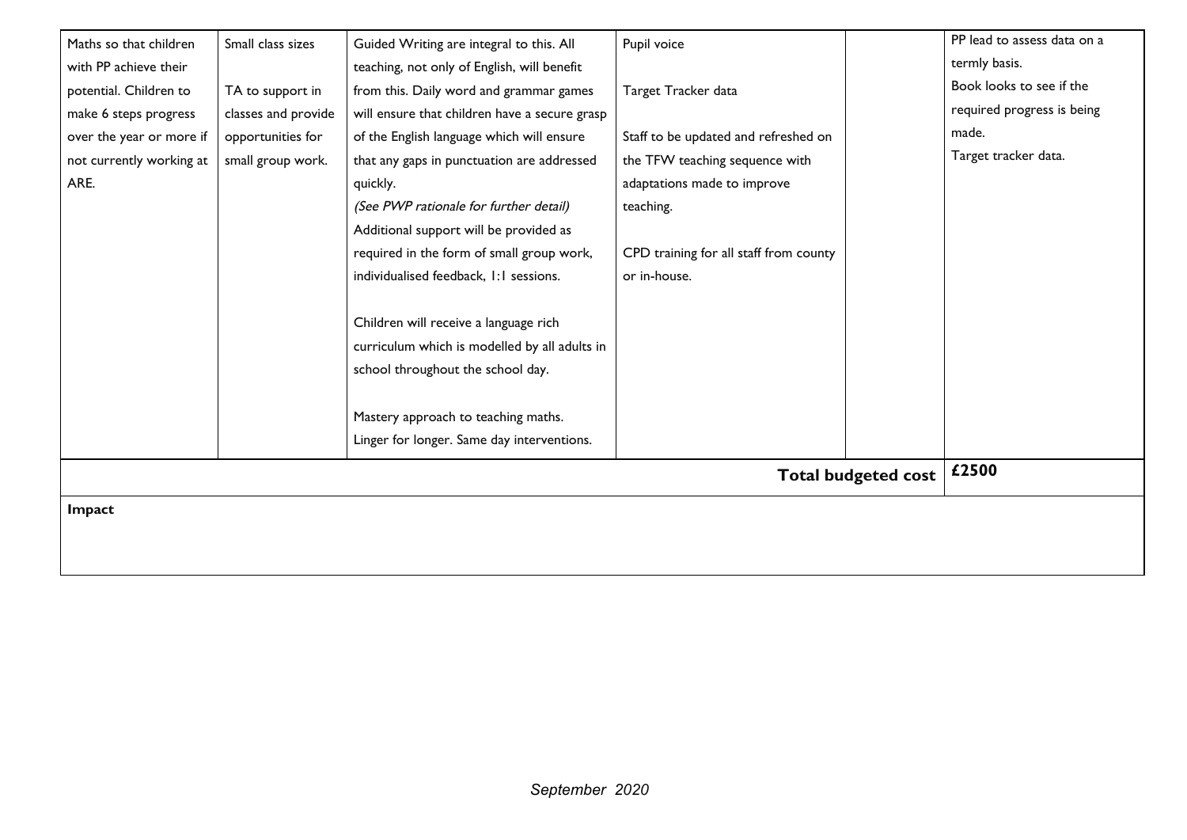| | | | | | |
|---|---|---|---|---|---|
| Maths so that children with PP achieve their potential. Children to make 6 steps progress over the year or more if not currently working at ARE. | Small class sizes<br><br>TA to support in classes and provide opportunities for small group work. | Guided Writing are integral to this. All teaching, not only of English, will benefit from this. Daily word and grammar games will ensure that children have a secure grasp of the English language which will ensure that any gaps in punctuation are addressed quickly.<br>*(See PWP rationale for further detail)*<br>Additional support will be provided as required in the form of small group work, individualised feedback, 1:1 sessions.<br><br>Children will receive a language rich curriculum which is modelled by all adults in school throughout the school day.<br><br>Mastery approach to teaching maths.<br>Linger for longer. Same day interventions. | Pupil voice<br><br>Target Tracker data<br><br>Staff to be updated and refreshed on the TFW teaching sequence with adaptations made to improve teaching.<br><br>CPD training for all staff from county or in-house. | | PP lead to assess data on a termly basis.<br>Book looks to see if the required progress is being made.<br>Target tracker data. |
| | | | | **Total budgeted cost** | **£2500** |

**Impact**

September 2020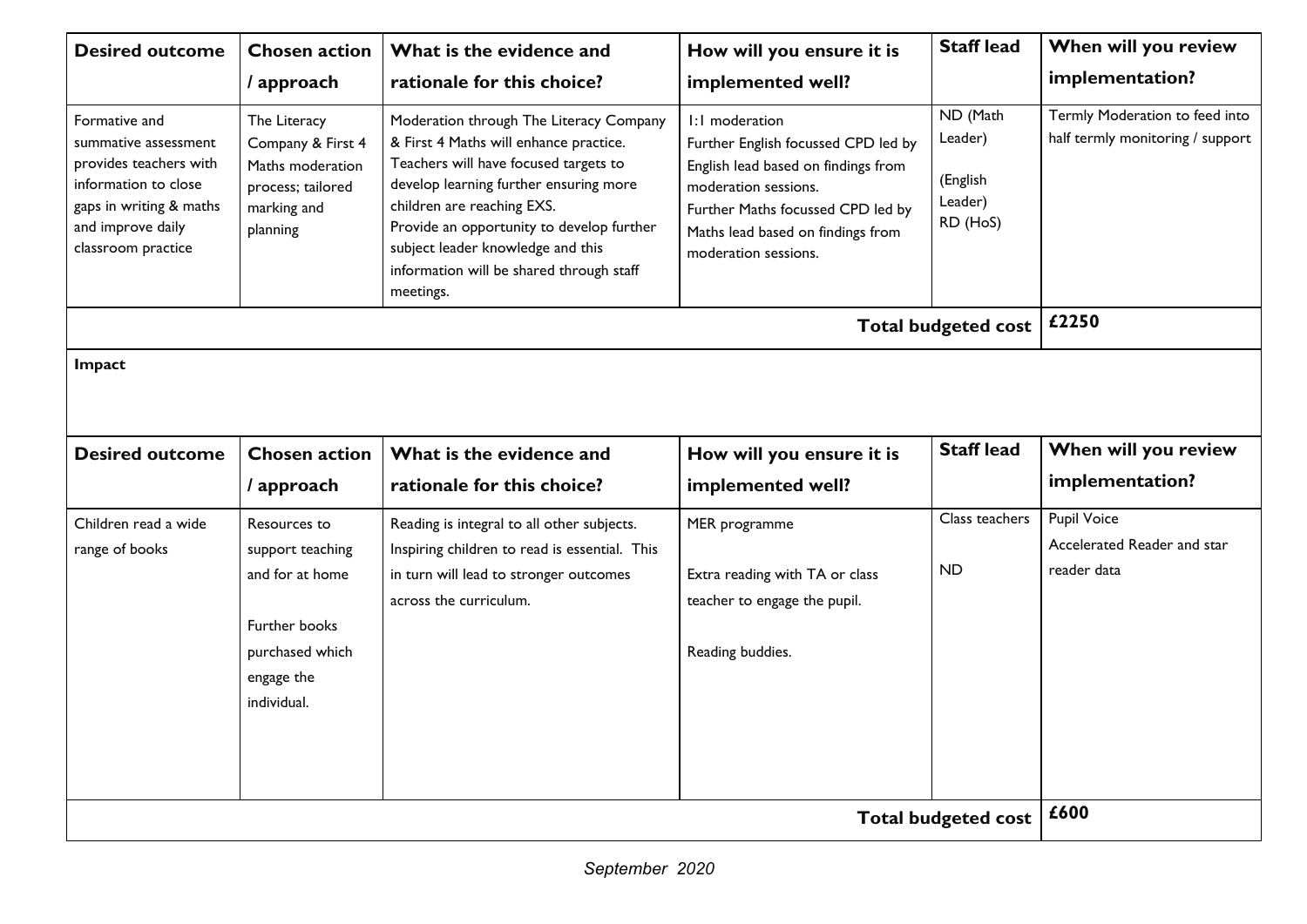| Desired outcome | Chosen action / approach | What is the evidence and rationale for this choice? | How will you ensure it is implemented well? | Staff lead | When will you review implementation? |
|---|---|---|---|---|---|
| Formative and summative assessment provides teachers with information to close gaps in writing & maths and improve daily classroom practice | The Literacy Company & First 4 Maths moderation process; tailored marking and planning | Moderation through The Literacy Company & First 4 Maths will enhance practice. Teachers will have focused targets to develop learning further ensuring more children are reaching EXS. Provide an opportunity to develop further subject leader knowledge and this information will be shared through staff meetings. | 1:1 moderation<br>Further English focussed CPD led by English lead based on findings from moderation sessions.<br>Further Maths focussed CPD led by Maths lead based on findings from moderation sessions. | ND (Math Leader)<br><br>(English Leader)<br>RD (HoS) | Termly Moderation to feed into half termly monitoring / support |
| | | | | **Total budgeted cost** | **£2250** |
| **Impact** | | | | | |

| Desired outcome | Chosen action / approach | What is the evidence and rationale for this choice? | How will you ensure it is implemented well? | Staff lead | When will you review implementation? |
|---|---|---|---|---|---|
| Children read a wide range of books | Resources to support teaching and for at home<br><br>Further books purchased which engage the individual. | Reading is integral to all other subjects. Inspiring children to read is essential. This in turn will lead to stronger outcomes across the curriculum. | MER programme<br><br>Extra reading with TA or class teacher to engage the pupil.<br><br>Reading buddies. | Class teachers<br><br>ND | Pupil Voice<br>Accelerated Reader and star reader data |
| | | | | **Total budgeted cost** | **£600** |

*September 2020*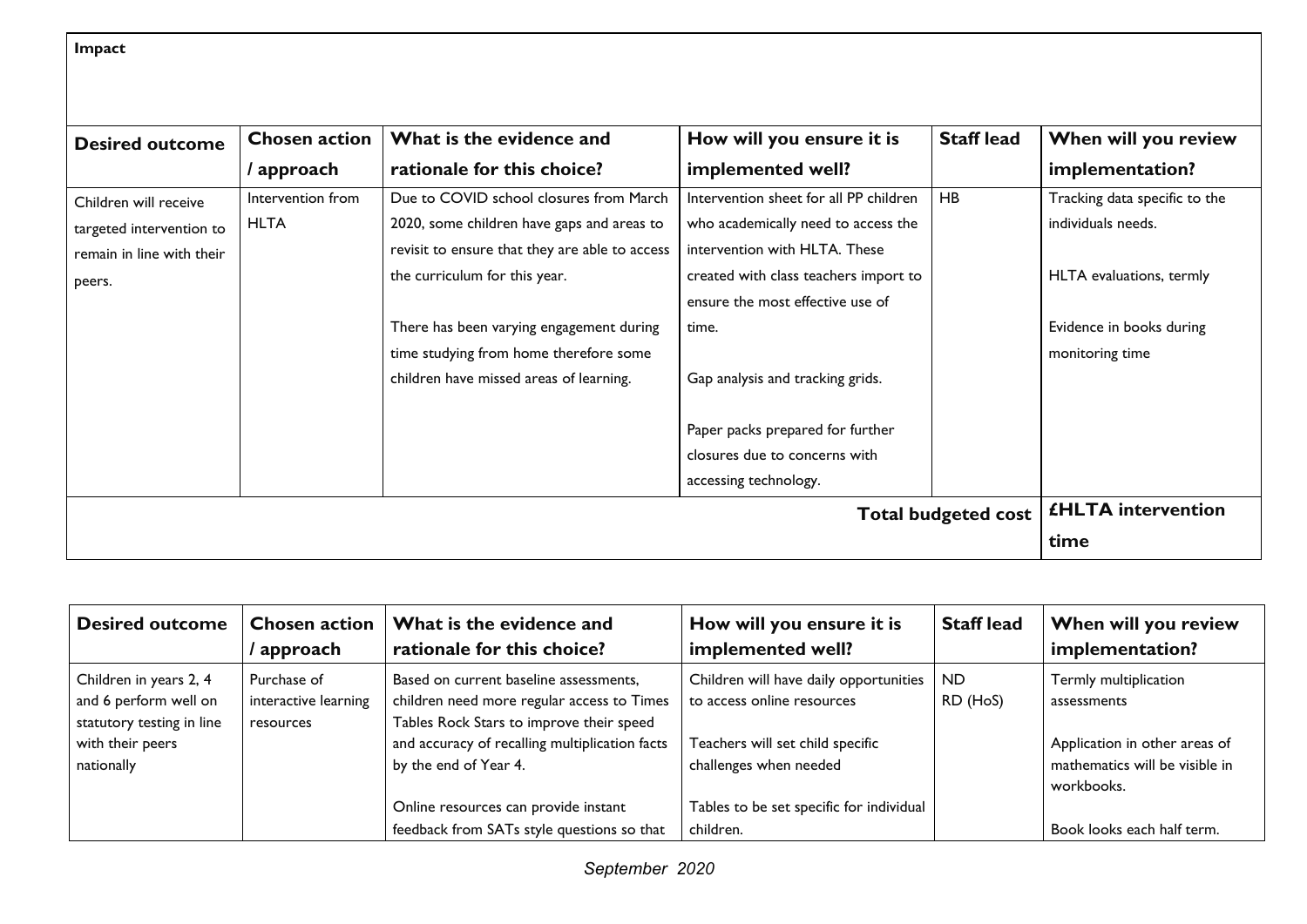**Impact**

| Desired outcome | Chosen action / approach | What is the evidence and rationale for this choice? | How will you ensure it is implemented well? | Staff lead | When will you review implementation? |
|---|---|---|---|---|---|
| Children will receive targeted intervention to remain in line with their peers. | Intervention from HLTA | Due to COVID school closures from March 2020, some children have gaps and areas to revisit to ensure that they are able to access the curriculum for this year.<br><br>There has been varying engagement during time studying from home therefore some children have missed areas of learning. | Intervention sheet for all PP children who academically need to access the intervention with HLTA. These created with class teachers import to ensure the most effective use of time.<br><br>Gap analysis and tracking grids.<br><br>Paper packs prepared for further closures due to concerns with accessing technology. | HB | Tracking data specific to the individuals needs.<br><br>HLTA evaluations, termly<br><br>Evidence in books during monitoring time |
| | | | | **Total budgeted cost** | **£HLTA intervention time** |

| Desired outcome | Chosen action / approach | What is the evidence and rationale for this choice? | How will you ensure it is implemented well? | Staff lead | When will you review implementation? |
|---|---|---|---|---|---|
| Children in years 2, 4 and 6 perform well on statutory testing in line with their peers nationally | Purchase of interactive learning resources | Based on current baseline assessments, children need more regular access to Times Tables Rock Stars to improve their speed and accuracy of recalling multiplication facts by the end of Year 4.<br><br>Online resources can provide instant feedback from SATs style questions so that | Children will have daily opportunities to access online resources<br><br>Teachers will set child specific challenges when needed<br><br>Tables to be set specific for individual children. | ND<br>RD (HoS) | Termly multiplication assessments<br><br>Application in other areas of mathematics will be visible in workbooks.<br><br>Book looks each half term. |

*September 2020*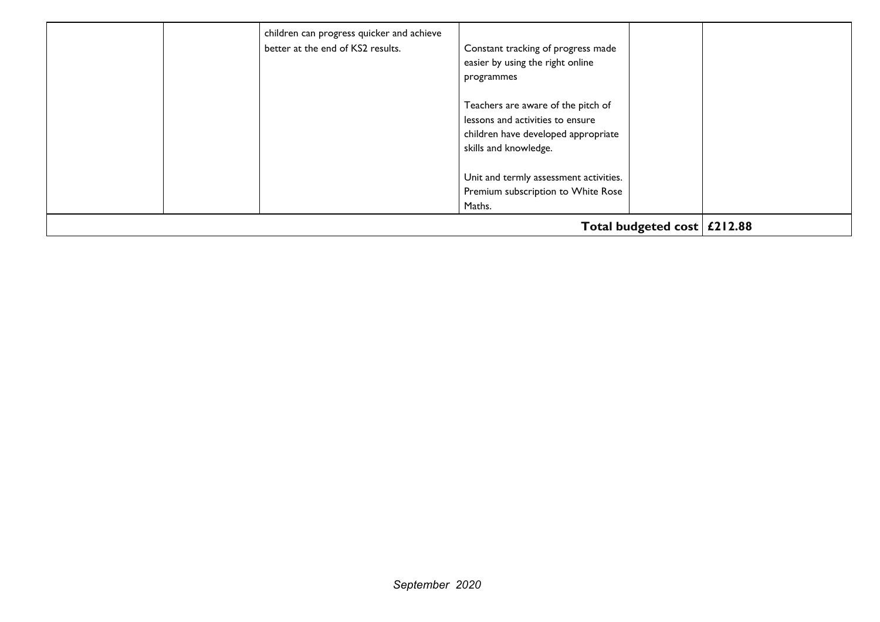| | | | | | |
|---|---|---|---|---|---|
| | | children can progress quicker and achieve better at the end of KS2 results. | Constant tracking of progress made easier by using the right online programmes<br><br>Teachers are aware of the pitch of lessons and activities to ensure children have developed appropriate skills and knowledge.<br><br>Unit and termly assessment activities. Premium subscription to White Rose Maths. | | |
| | | | | **Total budgeted cost** | **£212.88** |

*September 2020*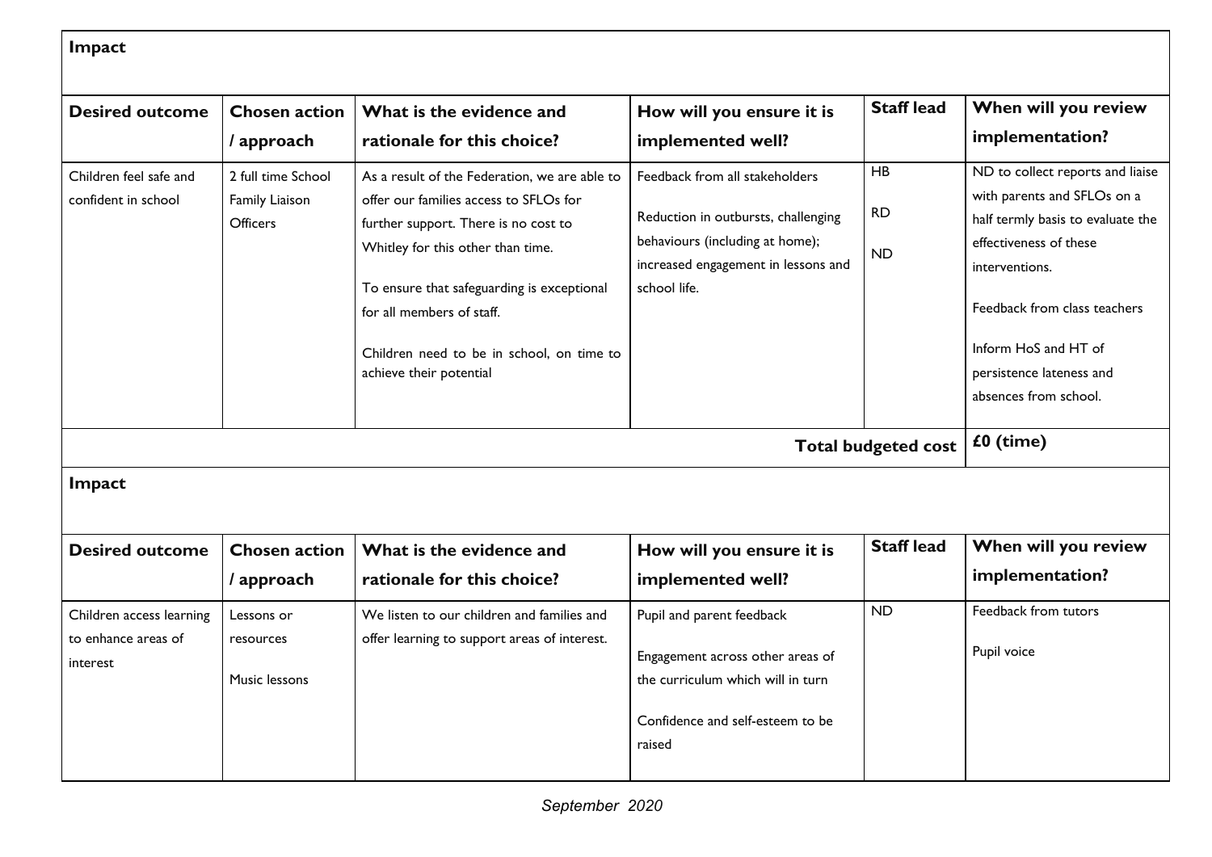**Impact**

| Desired outcome | Chosen action / approach | What is the evidence and rationale for this choice? | How will you ensure it is implemented well? | Staff lead | When will you review implementation? |
|---|---|---|---|---|---|
| Children feel safe and confident in school | 2 full time School Family Liaison Officers | As a result of the Federation, we are able to offer our families access to SFLOs for further support. There is no cost to Whitley for this other than time.<br><br>To ensure that safeguarding is exceptional for all members of staff.<br><br>Children need to be in school, on time to achieve their potential | Feedback from all stakeholders<br><br>Reduction in outbursts, challenging behaviours (including at home); increased engagement in lessons and school life. | HB<br><br>RD<br><br>ND | ND to collect reports and liaise with parents and SFLOs on a half termly basis to evaluate the effectiveness of these interventions.<br><br>Feedback from class teachers<br><br>Inform HoS and HT of persistence lateness and absences from school. |
| | | | | **Total budgeted cost** | **£0 (time)** |

**Impact**

| Desired outcome | Chosen action / approach | What is the evidence and rationale for this choice? | How will you ensure it is implemented well? | Staff lead | When will you review implementation? |
|---|---|---|---|---|---|
| Children access learning to enhance areas of interest | Lessons or resources<br><br>Music lessons | We listen to our children and families and offer learning to support areas of interest. | Pupil and parent feedback<br><br>Engagement across other areas of the curriculum which will in turn<br><br>Confidence and self-esteem to be raised | ND | Feedback from tutors<br><br>Pupil voice |

*September 2020*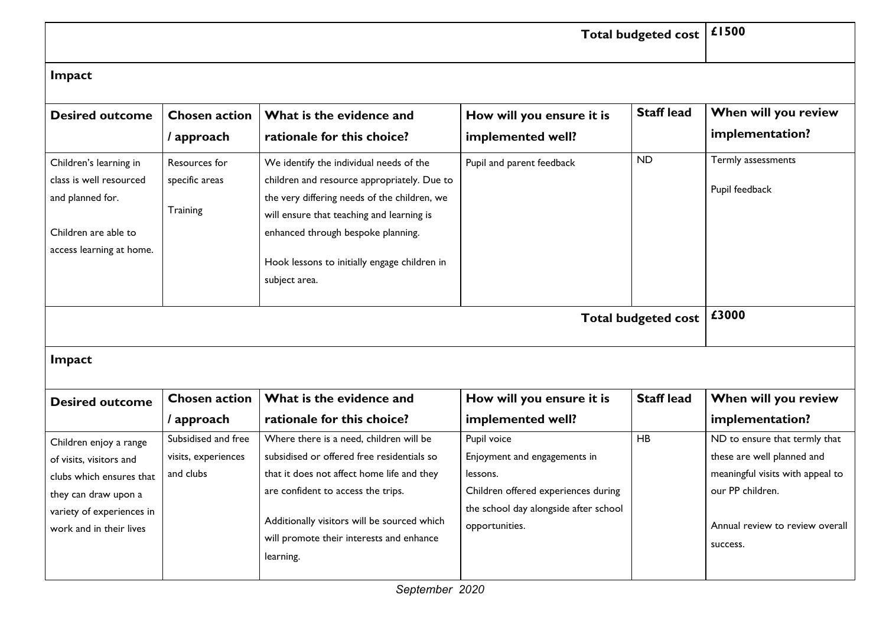| | | | | Total budgeted cost | £1500 |
|---|---|---|---|---|---|

**Impact**

| Desired outcome | Chosen action / approach | What is the evidence and rationale for this choice? | How will you ensure it is implemented well? | Staff lead | When will you review implementation? |
|---|---|---|---|---|---|
| Children's learning in class is well resourced and planned for.<br><br>Children are able to access learning at home. | Resources for specific areas<br><br>Training | We identify the individual needs of the children and resource appropriately. Due to the very differing needs of the children, we will ensure that teaching and learning is enhanced through bespoke planning.<br><br>Hook lessons to initially engage children in subject area. | Pupil and parent feedback | ND | Termly assessments<br><br>Pupil feedback |
| | | | | **Total budgeted cost** | **£3000** |

**Impact**

| Desired outcome | Chosen action / approach | What is the evidence and rationale for this choice? | How will you ensure it is implemented well? | Staff lead | When will you review implementation? |
|---|---|---|---|---|---|
| Children enjoy a range of visits, visitors and clubs which ensures that they can draw upon a variety of experiences in work and in their lives | Subsidised and free visits, experiences and clubs | Where there is a need, children will be subsidised or offered free residentials so that it does not affect home life and they are confident to access the trips.<br><br>Additionally visitors will be sourced which will promote their interests and enhance learning. | Pupil voice<br>Enjoyment and engagements in lessons.<br>Children offered experiences during the school day alongside after school opportunities. | HB | ND to ensure that termly that these are well planned and meaningful visits with appeal to our PP children.<br><br>Annual review to review overall success. |

*September 2020*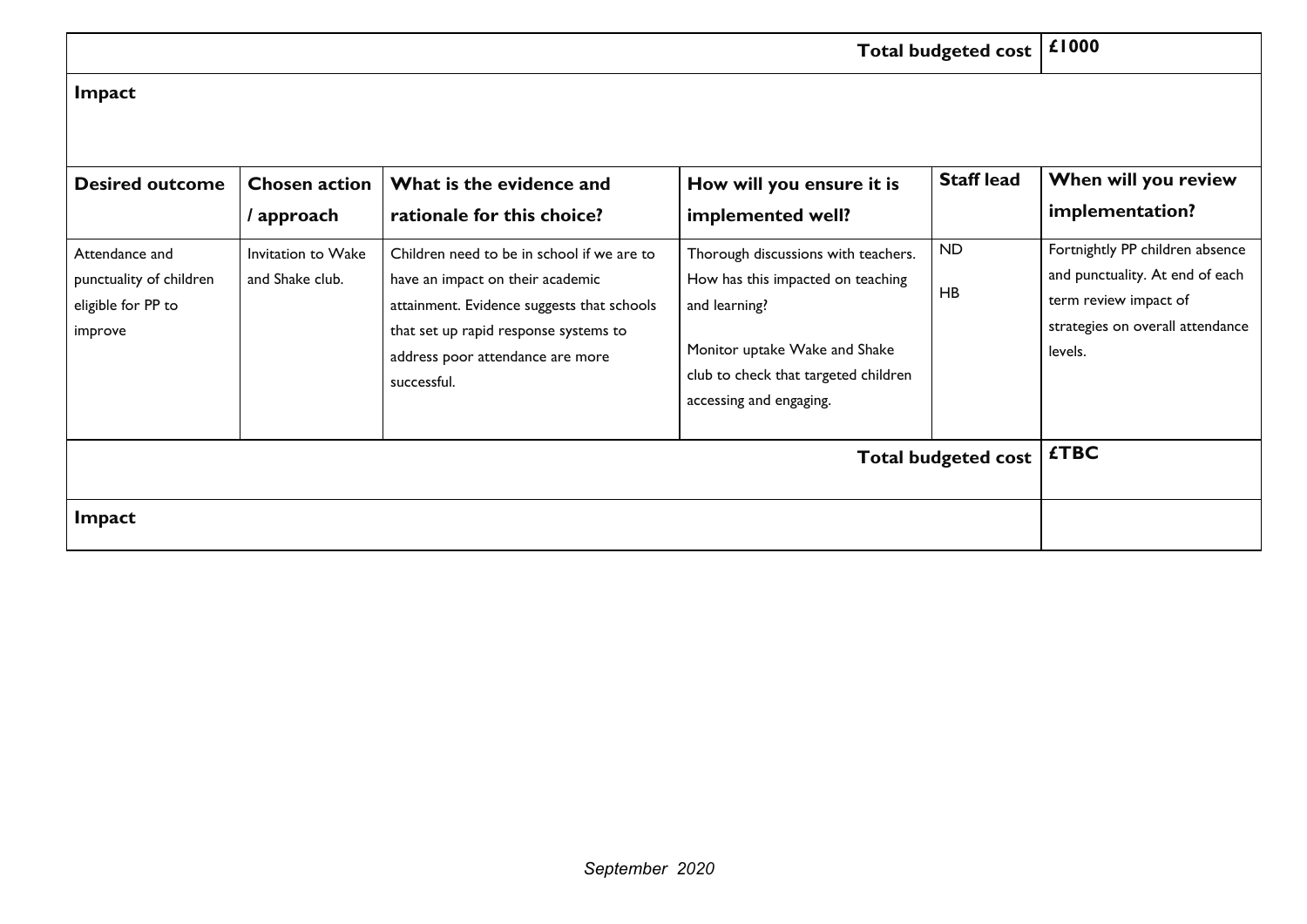| | | | | | |
|---|---|---|---|---|---|
| | | | | **Total budgeted cost** | **£1000** |
| **Impact** | | | | | |
| **Desired outcome** | **Chosen action / approach** | **What is the evidence and rationale for this choice?** | **How will you ensure it is implemented well?** | **Staff lead** | **When will you review implementation?** |
| Attendance and punctuality of children eligible for PP to improve | Invitation to Wake and Shake club. | Children need to be in school if we are to have an impact on their academic attainment. Evidence suggests that schools that set up rapid response systems to address poor attendance are more successful. | Thorough discussions with teachers. How has this impacted on teaching and learning?<br><br>Monitor uptake Wake and Shake club to check that targeted children accessing and engaging. | ND<br><br>HB | Fortnightly PP children absence and punctuality. At end of each term review impact of strategies on overall attendance levels. |
| | | | | **Total budgeted cost** | **£TBC** |
| **Impact** | | | | | |

*September 2020*